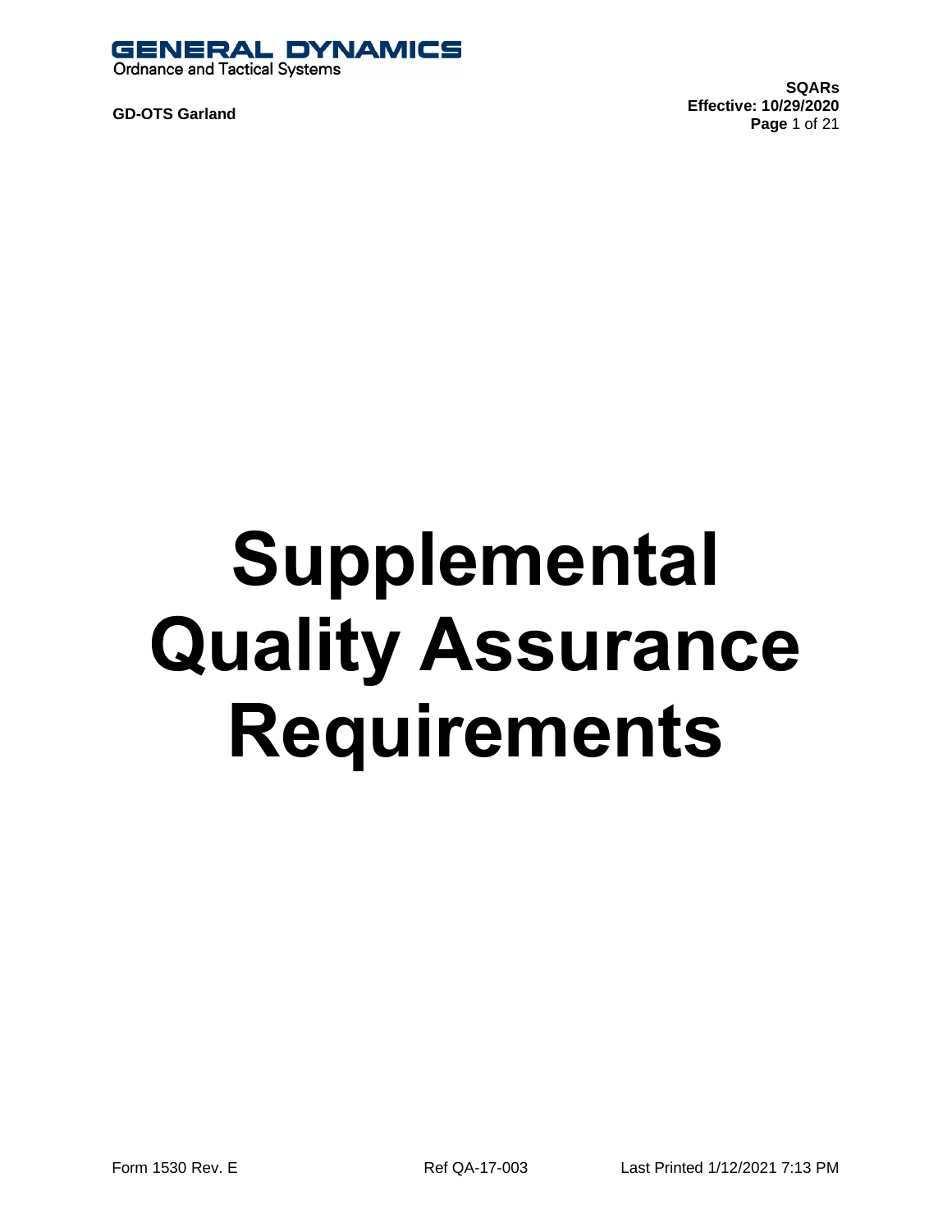# Supplemental Quality Assurance Requirements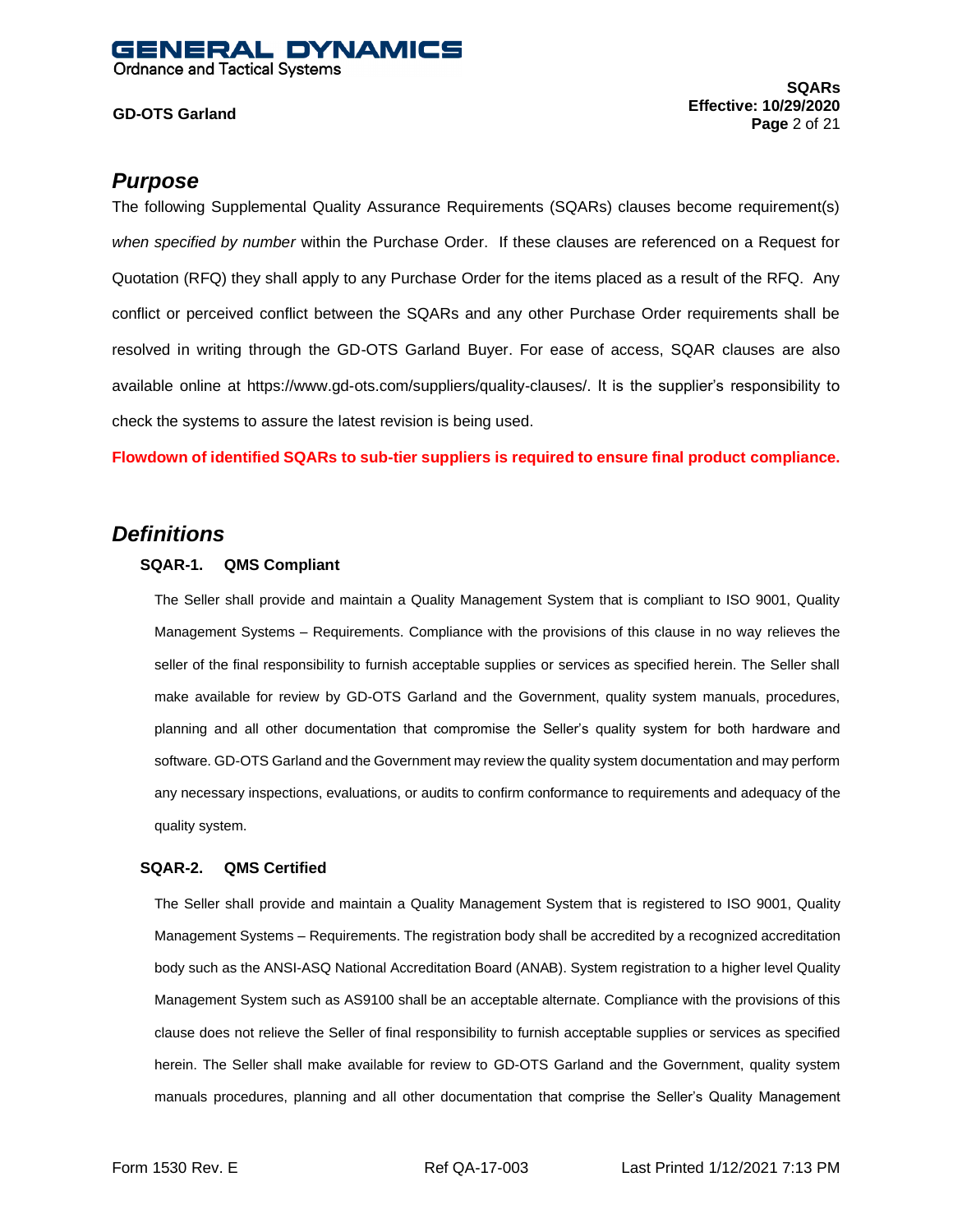## *Purpose*

The following Supplemental Quality Assurance Requirements (SQARs) clauses become requirement(s) *when specified by number* within the Purchase Order. If these clauses are referenced on a Request for Quotation (RFQ) they shall apply to any Purchase Order for the items placed as a result of the RFQ. Any conflict or perceived conflict between the SQARs and any other Purchase Order requirements shall be resolved in writing through the GD-OTS Garland Buyer. For ease of access, SQAR clauses are also available online at https://www.gd-ots.com/suppliers/quality-clauses/. It is the supplier's responsibility to check the systems to assure the latest revision is being used.

**Flowdown of identified SQARs to sub-tier suppliers is required to ensure final product compliance.**

## *Definitions*

### SQAR-1. QMS Compliant

The Seller shall provide and maintain a Quality Management System that is compliant to ISO 9001, Quality Management Systems – Requirements. Compliance with the provisions of this clause in no way relieves the seller of the final responsibility to furnish acceptable supplies or services as specified herein. The Seller shall make available for review by GD-OTS Garland and the Government, quality system manuals, procedures, planning and all other documentation that compromise the Seller's quality system for both hardware and software. GD-OTS Garland and the Government may review the quality system documentation and may perform any necessary inspections, evaluations, or audits to confirm conformance to requirements and adequacy of the quality system.

### SQAR-2. QMS Certified

The Seller shall provide and maintain a Quality Management System that is registered to ISO 9001, Quality Management Systems – Requirements. The registration body shall be accredited by a recognized accreditation body such as the ANSI-ASQ National Accreditation Board (ANAB). System registration to a higher level Quality Management System such as AS9100 shall be an acceptable alternate. Compliance with the provisions of this clause does not relieve the Seller of final responsibility to furnish acceptable supplies or services as specified herein. The Seller shall make available for review to GD-OTS Garland and the Government, quality system manuals procedures, planning and all other documentation that comprise the Seller's Quality Management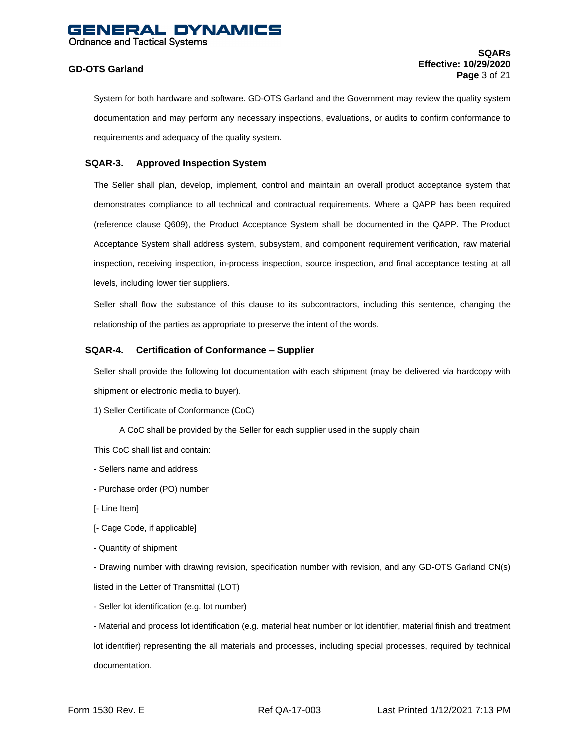System for both hardware and software. GD-OTS Garland and the Government may review the quality system documentation and may perform any necessary inspections, evaluations, or audits to confirm conformance to requirements and adequacy of the quality system.

### SQAR-3. Approved Inspection System

The Seller shall plan, develop, implement, control and maintain an overall product acceptance system that demonstrates compliance to all technical and contractual requirements. Where a QAPP has been required (reference clause Q609), the Product Acceptance System shall be documented in the QAPP. The Product Acceptance System shall address system, subsystem, and component requirement verification, raw material inspection, receiving inspection, in-process inspection, source inspection, and final acceptance testing at all levels, including lower tier suppliers.

Seller shall flow the substance of this clause to its subcontractors, including this sentence, changing the relationship of the parties as appropriate to preserve the intent of the words.

### SQAR-4. Certification of Conformance – Supplier

Seller shall provide the following lot documentation with each shipment (may be delivered via hardcopy with shipment or electronic media to buyer).

1) Seller Certificate of Conformance (CoC)

A CoC shall be provided by the Seller for each supplier used in the supply chain

This CoC shall list and contain:

- Sellers name and address

- Purchase order (PO) number

[- Line Item]

[- Cage Code, if applicable]

- Quantity of shipment

- Drawing number with drawing revision, specification number with revision, and any GD-OTS Garland CN(s) listed in the Letter of Transmittal (LOT)

- Seller lot identification (e.g. lot number)

- Material and process lot identification (e.g. material heat number or lot identifier, material finish and treatment lot identifier) representing the all materials and processes, including special processes, required by technical documentation.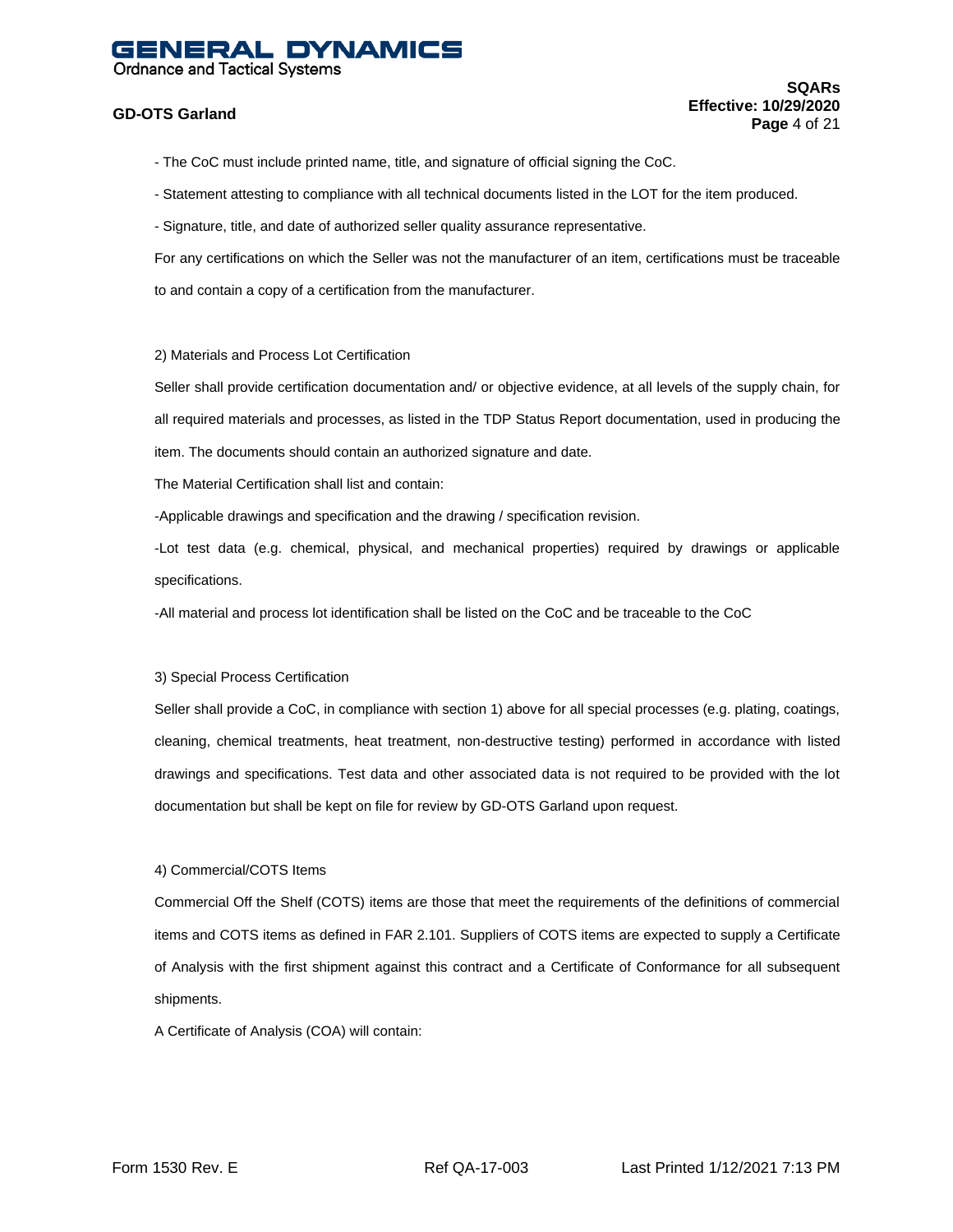- The CoC must include printed name, title, and signature of official signing the CoC.

- Statement attesting to compliance with all technical documents listed in the LOT for the item produced.

- Signature, title, and date of authorized seller quality assurance representative.

For any certifications on which the Seller was not the manufacturer of an item, certifications must be traceable to and contain a copy of a certification from the manufacturer.

2) Materials and Process Lot Certification

Seller shall provide certification documentation and/ or objective evidence, at all levels of the supply chain, for all required materials and processes, as listed in the TDP Status Report documentation, used in producing the item. The documents should contain an authorized signature and date.

The Material Certification shall list and contain:

-Applicable drawings and specification and the drawing / specification revision.

-Lot test data (e.g. chemical, physical, and mechanical properties) required by drawings or applicable specifications.

-All material and process lot identification shall be listed on the CoC and be traceable to the CoC

3) Special Process Certification

Seller shall provide a CoC, in compliance with section 1) above for all special processes (e.g. plating, coatings, cleaning, chemical treatments, heat treatment, non-destructive testing) performed in accordance with listed drawings and specifications. Test data and other associated data is not required to be provided with the lot documentation but shall be kept on file for review by GD-OTS Garland upon request.

4) Commercial/COTS Items

Commercial Off the Shelf (COTS) items are those that meet the requirements of the definitions of commercial items and COTS items as defined in FAR 2.101. Suppliers of COTS items are expected to supply a Certificate of Analysis with the first shipment against this contract and a Certificate of Conformance for all subsequent shipments.

A Certificate of Analysis (COA) will contain: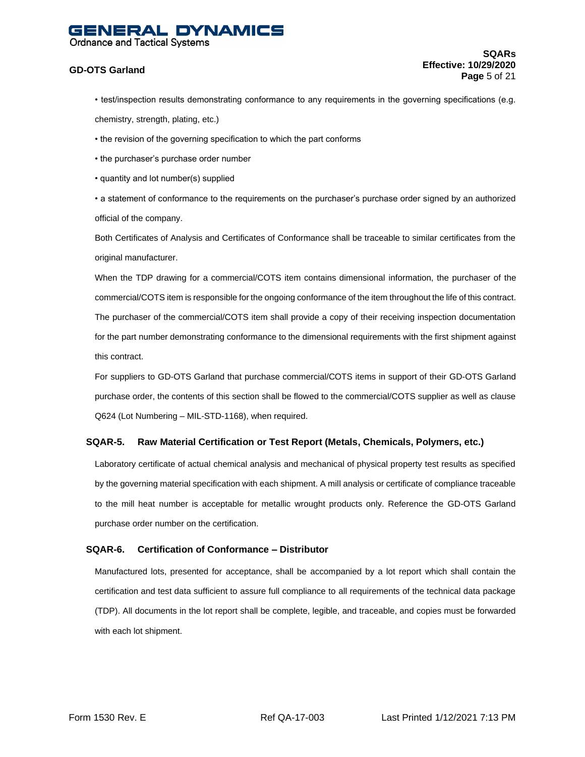- test/inspection results demonstrating conformance to any requirements in the governing specifications (e.g. chemistry, strength, plating, etc.)
- the revision of the governing specification to which the part conforms
- the purchaser's purchase order number
- quantity and lot number(s) supplied
- a statement of conformance to the requirements on the purchaser's purchase order signed by an authorized official of the company.

Both Certificates of Analysis and Certificates of Conformance shall be traceable to similar certificates from the original manufacturer.

When the TDP drawing for a commercial/COTS item contains dimensional information, the purchaser of the commercial/COTS item is responsible for the ongoing conformance of the item throughout the life of this contract. The purchaser of the commercial/COTS item shall provide a copy of their receiving inspection documentation for the part number demonstrating conformance to the dimensional requirements with the first shipment against this contract.

For suppliers to GD-OTS Garland that purchase commercial/COTS items in support of their GD-OTS Garland purchase order, the contents of this section shall be flowed to the commercial/COTS supplier as well as clause Q624 (Lot Numbering – MIL-STD-1168), when required.

### SQAR-5. Raw Material Certification or Test Report (Metals, Chemicals, Polymers, etc.)

Laboratory certificate of actual chemical analysis and mechanical of physical property test results as specified by the governing material specification with each shipment. A mill analysis or certificate of compliance traceable to the mill heat number is acceptable for metallic wrought products only. Reference the GD-OTS Garland purchase order number on the certification.

### SQAR-6. Certification of Conformance – Distributor

Manufactured lots, presented for acceptance, shall be accompanied by a lot report which shall contain the certification and test data sufficient to assure full compliance to all requirements of the technical data package (TDP). All documents in the lot report shall be complete, legible, and traceable, and copies must be forwarded with each lot shipment.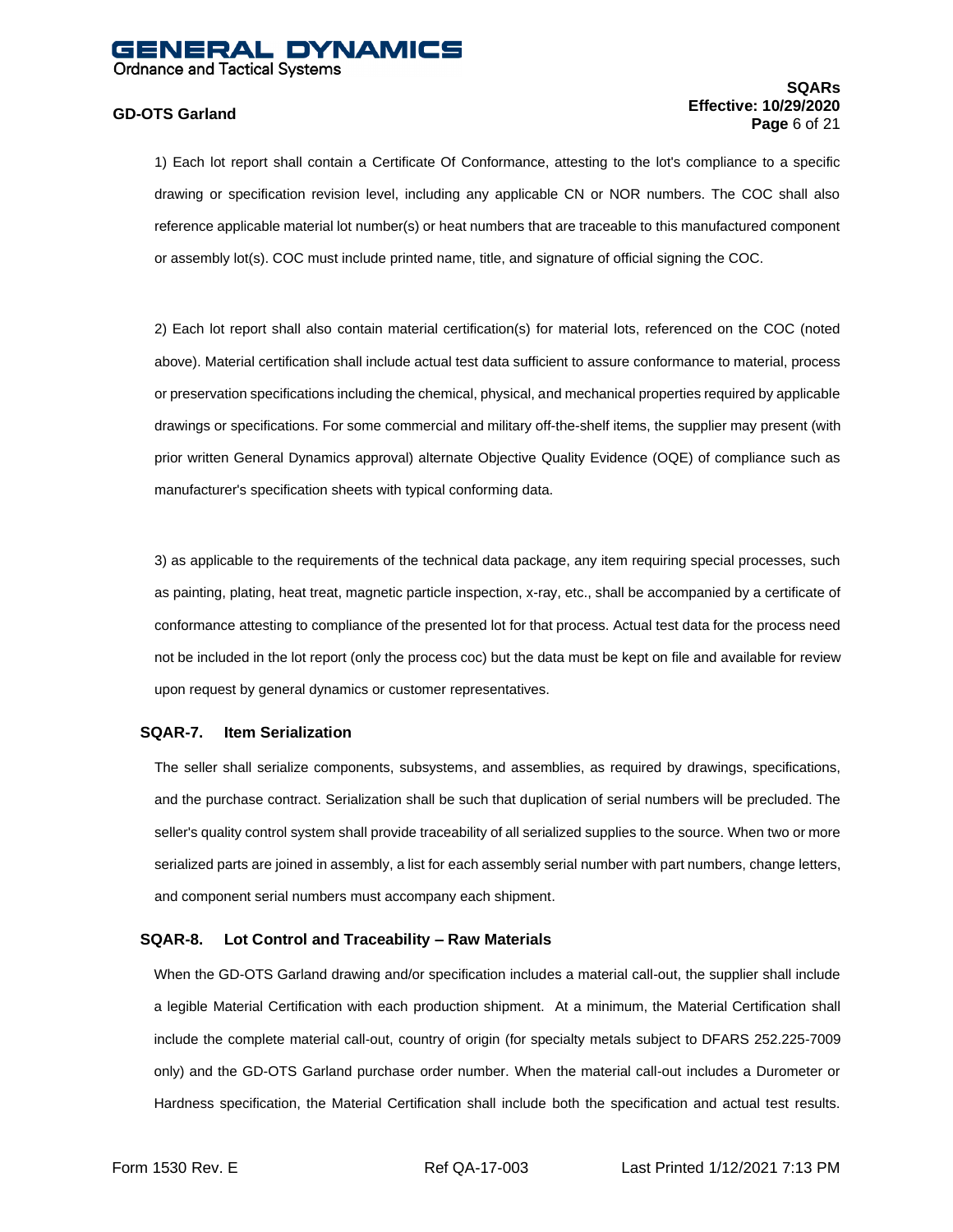1) Each lot report shall contain a Certificate Of Conformance, attesting to the lot's compliance to a specific drawing or specification revision level, including any applicable CN or NOR numbers. The COC shall also reference applicable material lot number(s) or heat numbers that are traceable to this manufactured component or assembly lot(s). COC must include printed name, title, and signature of official signing the COC.

2) Each lot report shall also contain material certification(s) for material lots, referenced on the COC (noted above). Material certification shall include actual test data sufficient to assure conformance to material, process or preservation specifications including the chemical, physical, and mechanical properties required by applicable drawings or specifications. For some commercial and military off-the-shelf items, the supplier may present (with prior written General Dynamics approval) alternate Objective Quality Evidence (OQE) of compliance such as manufacturer's specification sheets with typical conforming data.

3) as applicable to the requirements of the technical data package, any item requiring special processes, such as painting, plating, heat treat, magnetic particle inspection, x-ray, etc., shall be accompanied by a certificate of conformance attesting to compliance of the presented lot for that process. Actual test data for the process need not be included in the lot report (only the process coc) but the data must be kept on file and available for review upon request by general dynamics or customer representatives.

### SQAR-7. Item Serialization

The seller shall serialize components, subsystems, and assemblies, as required by drawings, specifications, and the purchase contract. Serialization shall be such that duplication of serial numbers will be precluded. The seller's quality control system shall provide traceability of all serialized supplies to the source. When two or more serialized parts are joined in assembly, a list for each assembly serial number with part numbers, change letters, and component serial numbers must accompany each shipment.

### SQAR-8. Lot Control and Traceability – Raw Materials

When the GD-OTS Garland drawing and/or specification includes a material call-out, the supplier shall include a legible Material Certification with each production shipment. At a minimum, the Material Certification shall include the complete material call-out, country of origin (for specialty metals subject to DFARS 252.225-7009 only) and the GD-OTS Garland purchase order number. When the material call-out includes a Durometer or Hardness specification, the Material Certification shall include both the specification and actual test results.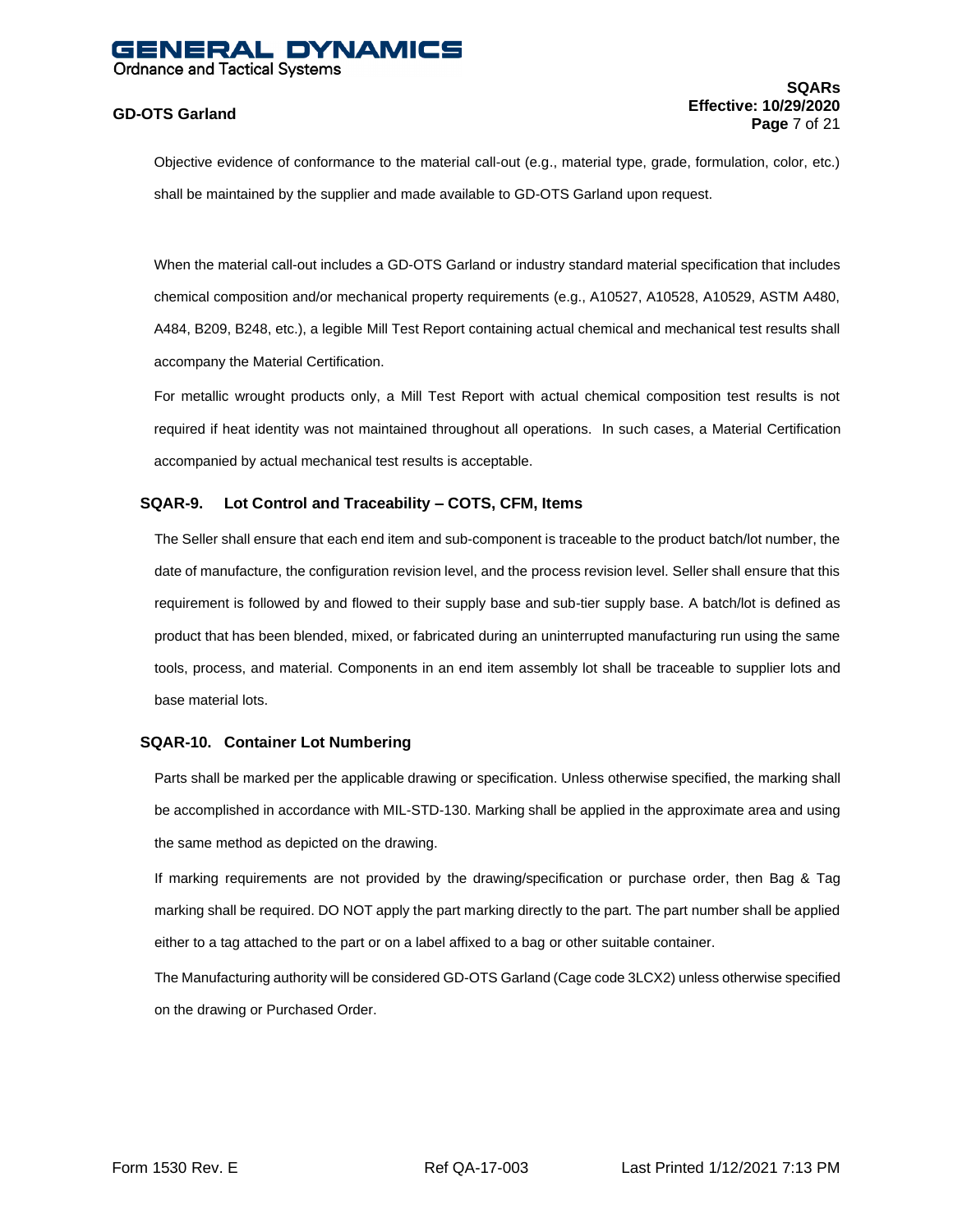Objective evidence of conformance to the material call-out (e.g., material type, grade, formulation, color, etc.) shall be maintained by the supplier and made available to GD-OTS Garland upon request.

When the material call-out includes a GD-OTS Garland or industry standard material specification that includes chemical composition and/or mechanical property requirements (e.g., A10527, A10528, A10529, ASTM A480, A484, B209, B248, etc.), a legible Mill Test Report containing actual chemical and mechanical test results shall accompany the Material Certification.

For metallic wrought products only, a Mill Test Report with actual chemical composition test results is not required if heat identity was not maintained throughout all operations. In such cases, a Material Certification accompanied by actual mechanical test results is acceptable.

### SQAR-9. Lot Control and Traceability – COTS, CFM, Items

The Seller shall ensure that each end item and sub-component is traceable to the product batch/lot number, the date of manufacture, the configuration revision level, and the process revision level. Seller shall ensure that this requirement is followed by and flowed to their supply base and sub-tier supply base. A batch/lot is defined as product that has been blended, mixed, or fabricated during an uninterrupted manufacturing run using the same tools, process, and material. Components in an end item assembly lot shall be traceable to supplier lots and base material lots.

### SQAR-10. Container Lot Numbering

Parts shall be marked per the applicable drawing or specification. Unless otherwise specified, the marking shall be accomplished in accordance with MIL-STD-130. Marking shall be applied in the approximate area and using the same method as depicted on the drawing.

If marking requirements are not provided by the drawing/specification or purchase order, then Bag & Tag marking shall be required. DO NOT apply the part marking directly to the part. The part number shall be applied either to a tag attached to the part or on a label affixed to a bag or other suitable container.

The Manufacturing authority will be considered GD-OTS Garland (Cage code 3LCX2) unless otherwise specified on the drawing or Purchased Order.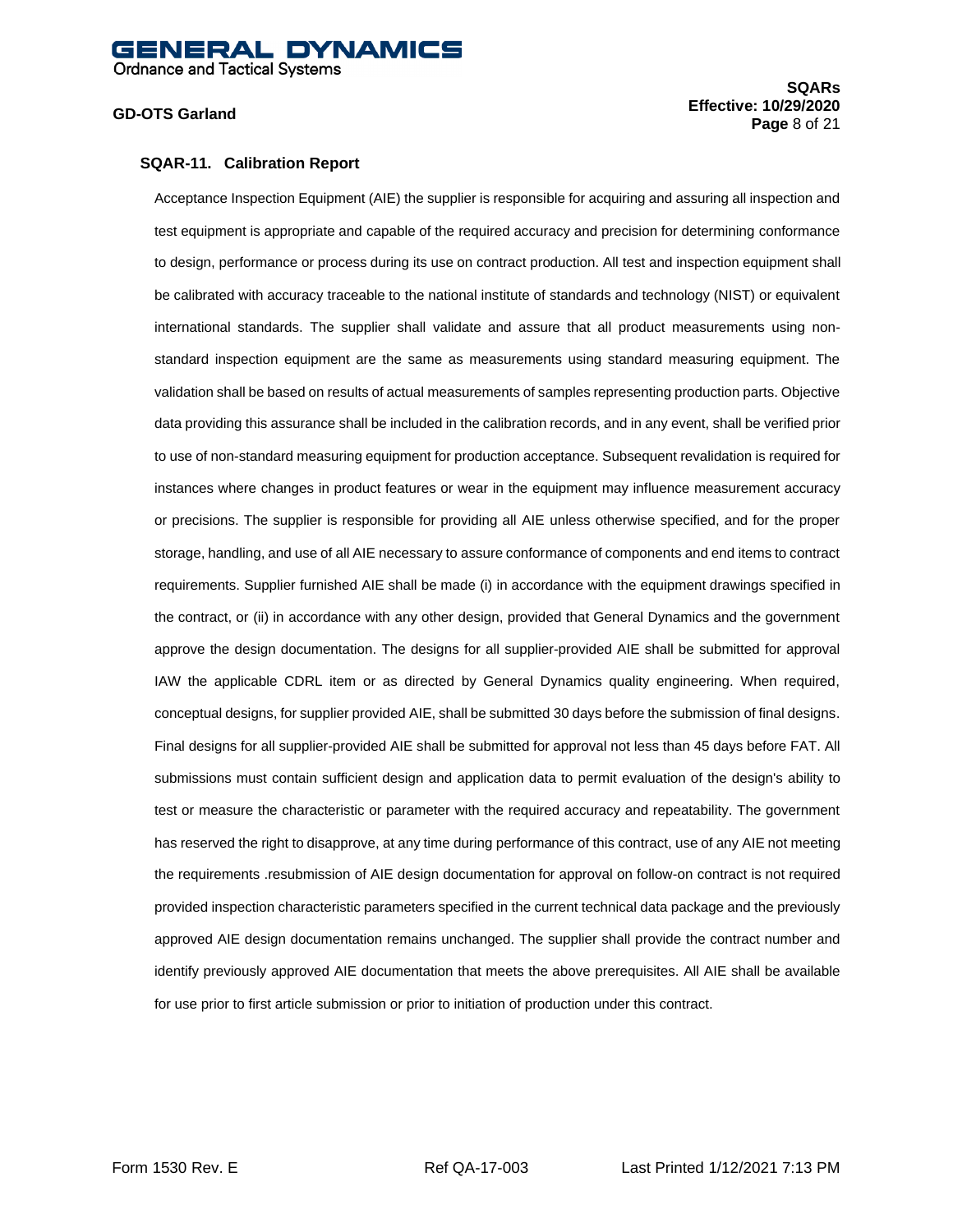### SQAR-11. Calibration Report

Acceptance Inspection Equipment (AIE) the supplier is responsible for acquiring and assuring all inspection and test equipment is appropriate and capable of the required accuracy and precision for determining conformance to design, performance or process during its use on contract production. All test and inspection equipment shall be calibrated with accuracy traceable to the national institute of standards and technology (NIST) or equivalent international standards. The supplier shall validate and assure that all product measurements using non-standard inspection equipment are the same as measurements using standard measuring equipment. The validation shall be based on results of actual measurements of samples representing production parts. Objective data providing this assurance shall be included in the calibration records, and in any event, shall be verified prior to use of non-standard measuring equipment for production acceptance. Subsequent revalidation is required for instances where changes in product features or wear in the equipment may influence measurement accuracy or precisions. The supplier is responsible for providing all AIE unless otherwise specified, and for the proper storage, handling, and use of all AIE necessary to assure conformance of components and end items to contract requirements. Supplier furnished AIE shall be made (i) in accordance with the equipment drawings specified in the contract, or (ii) in accordance with any other design, provided that General Dynamics and the government approve the design documentation. The designs for all supplier-provided AIE shall be submitted for approval IAW the applicable CDRL item or as directed by General Dynamics quality engineering. When required, conceptual designs, for supplier provided AIE, shall be submitted 30 days before the submission of final designs. Final designs for all supplier-provided AIE shall be submitted for approval not less than 45 days before FAT. All submissions must contain sufficient design and application data to permit evaluation of the design's ability to test or measure the characteristic or parameter with the required accuracy and repeatability. The government has reserved the right to disapprove, at any time during performance of this contract, use of any AIE not meeting the requirements .resubmission of AIE design documentation for approval on follow-on contract is not required provided inspection characteristic parameters specified in the current technical data package and the previously approved AIE design documentation remains unchanged. The supplier shall provide the contract number and identify previously approved AIE documentation that meets the above prerequisites. All AIE shall be available for use prior to first article submission or prior to initiation of production under this contract.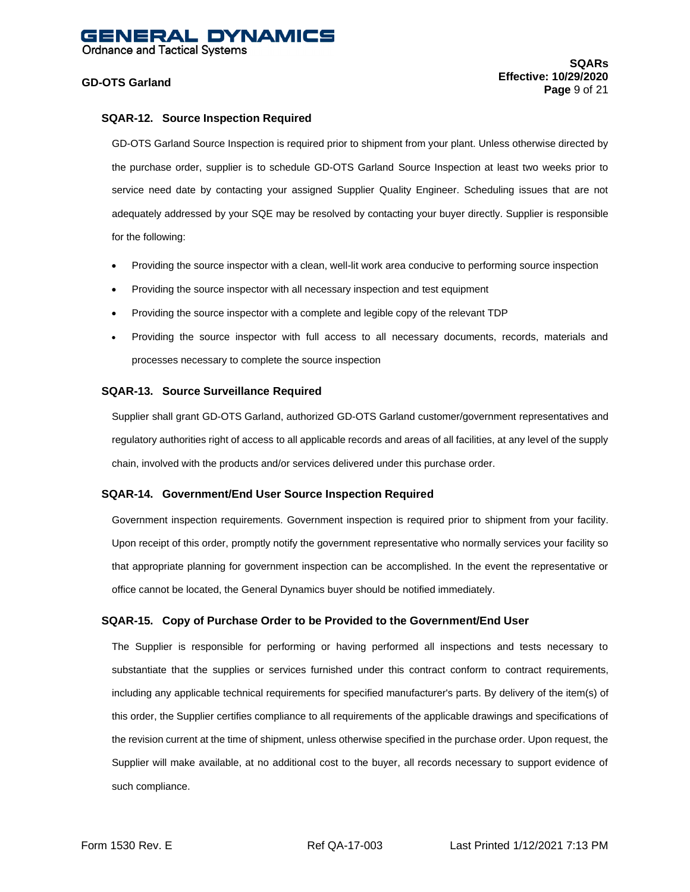### SQAR-12. Source Inspection Required

GD-OTS Garland Source Inspection is required prior to shipment from your plant. Unless otherwise directed by the purchase order, supplier is to schedule GD-OTS Garland Source Inspection at least two weeks prior to service need date by contacting your assigned Supplier Quality Engineer. Scheduling issues that are not adequately addressed by your SQE may be resolved by contacting your buyer directly. Supplier is responsible for the following:

- Providing the source inspector with a clean, well-lit work area conducive to performing source inspection
- Providing the source inspector with all necessary inspection and test equipment
- Providing the source inspector with a complete and legible copy of the relevant TDP
- Providing the source inspector with full access to all necessary documents, records, materials and processes necessary to complete the source inspection

### SQAR-13. Source Surveillance Required

Supplier shall grant GD-OTS Garland, authorized GD-OTS Garland customer/government representatives and regulatory authorities right of access to all applicable records and areas of all facilities, at any level of the supply chain, involved with the products and/or services delivered under this purchase order.

### SQAR-14. Government/End User Source Inspection Required

Government inspection requirements. Government inspection is required prior to shipment from your facility. Upon receipt of this order, promptly notify the government representative who normally services your facility so that appropriate planning for government inspection can be accomplished. In the event the representative or office cannot be located, the General Dynamics buyer should be notified immediately.

### SQAR-15. Copy of Purchase Order to be Provided to the Government/End User

The Supplier is responsible for performing or having performed all inspections and tests necessary to substantiate that the supplies or services furnished under this contract conform to contract requirements, including any applicable technical requirements for specified manufacturer's parts. By delivery of the item(s) of this order, the Supplier certifies compliance to all requirements of the applicable drawings and specifications of the revision current at the time of shipment, unless otherwise specified in the purchase order. Upon request, the Supplier will make available, at no additional cost to the buyer, all records necessary to support evidence of such compliance.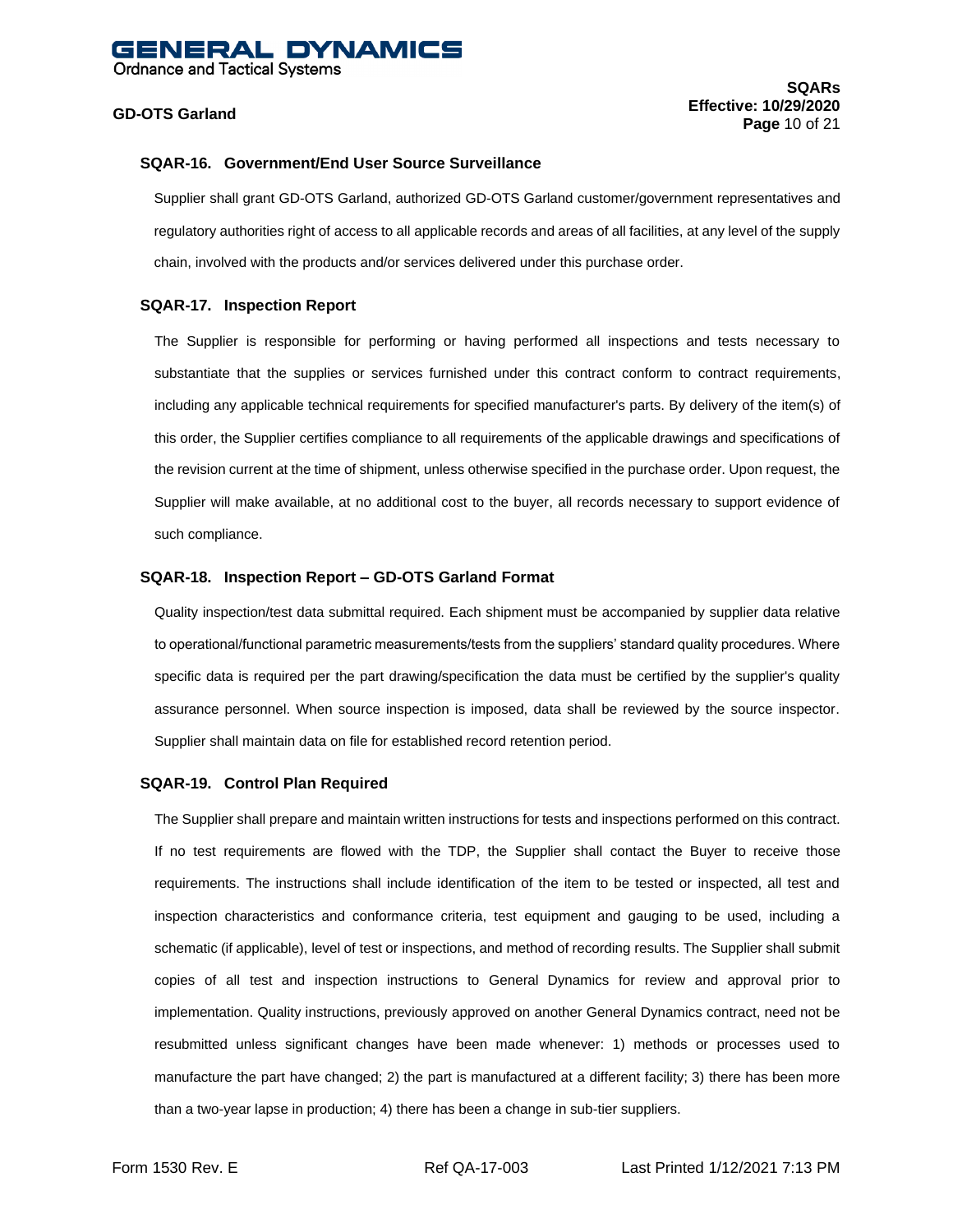### SQAR-16. Government/End User Source Surveillance

Supplier shall grant GD-OTS Garland, authorized GD-OTS Garland customer/government representatives and regulatory authorities right of access to all applicable records and areas of all facilities, at any level of the supply chain, involved with the products and/or services delivered under this purchase order.

### SQAR-17. Inspection Report

The Supplier is responsible for performing or having performed all inspections and tests necessary to substantiate that the supplies or services furnished under this contract conform to contract requirements, including any applicable technical requirements for specified manufacturer's parts. By delivery of the item(s) of this order, the Supplier certifies compliance to all requirements of the applicable drawings and specifications of the revision current at the time of shipment, unless otherwise specified in the purchase order. Upon request, the Supplier will make available, at no additional cost to the buyer, all records necessary to support evidence of such compliance.

### SQAR-18. Inspection Report – GD-OTS Garland Format

Quality inspection/test data submittal required. Each shipment must be accompanied by supplier data relative to operational/functional parametric measurements/tests from the suppliers' standard quality procedures. Where specific data is required per the part drawing/specification the data must be certified by the supplier's quality assurance personnel. When source inspection is imposed, data shall be reviewed by the source inspector. Supplier shall maintain data on file for established record retention period.

### SQAR-19. Control Plan Required

The Supplier shall prepare and maintain written instructions for tests and inspections performed on this contract. If no test requirements are flowed with the TDP, the Supplier shall contact the Buyer to receive those requirements. The instructions shall include identification of the item to be tested or inspected, all test and inspection characteristics and conformance criteria, test equipment and gauging to be used, including a schematic (if applicable), level of test or inspections, and method of recording results. The Supplier shall submit copies of all test and inspection instructions to General Dynamics for review and approval prior to implementation. Quality instructions, previously approved on another General Dynamics contract, need not be resubmitted unless significant changes have been made whenever: 1) methods or processes used to manufacture the part have changed; 2) the part is manufactured at a different facility; 3) there has been more than a two-year lapse in production; 4) there has been a change in sub-tier suppliers.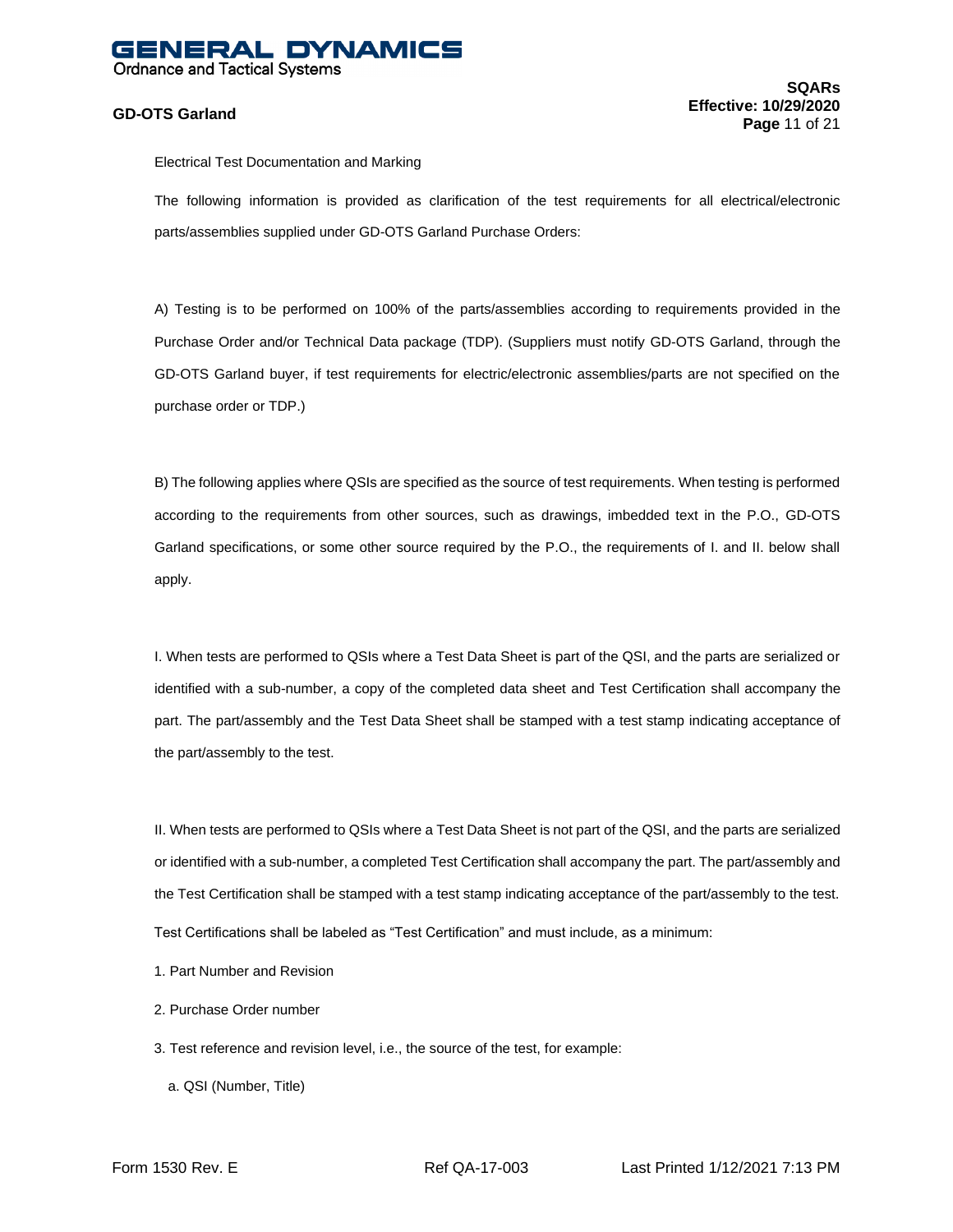Electrical Test Documentation and Marking

The following information is provided as clarification of the test requirements for all electrical/electronic parts/assemblies supplied under GD-OTS Garland Purchase Orders:

A) Testing is to be performed on 100% of the parts/assemblies according to requirements provided in the Purchase Order and/or Technical Data package (TDP). (Suppliers must notify GD-OTS Garland, through the GD-OTS Garland buyer, if test requirements for electric/electronic assemblies/parts are not specified on the purchase order or TDP.)

B) The following applies where QSIs are specified as the source of test requirements. When testing is performed according to the requirements from other sources, such as drawings, imbedded text in the P.O., GD-OTS Garland specifications, or some other source required by the P.O., the requirements of I. and II. below shall apply.

I. When tests are performed to QSIs where a Test Data Sheet is part of the QSI, and the parts are serialized or identified with a sub-number, a copy of the completed data sheet and Test Certification shall accompany the part. The part/assembly and the Test Data Sheet shall be stamped with a test stamp indicating acceptance of the part/assembly to the test.

II. When tests are performed to QSIs where a Test Data Sheet is not part of the QSI, and the parts are serialized or identified with a sub-number, a completed Test Certification shall accompany the part. The part/assembly and the Test Certification shall be stamped with a test stamp indicating acceptance of the part/assembly to the test.

Test Certifications shall be labeled as "Test Certification" and must include, as a minimum:

1. Part Number and Revision
2. Purchase Order number
3. Test reference and revision level, i.e., the source of the test, for example:
   a. QSI (Number, Title)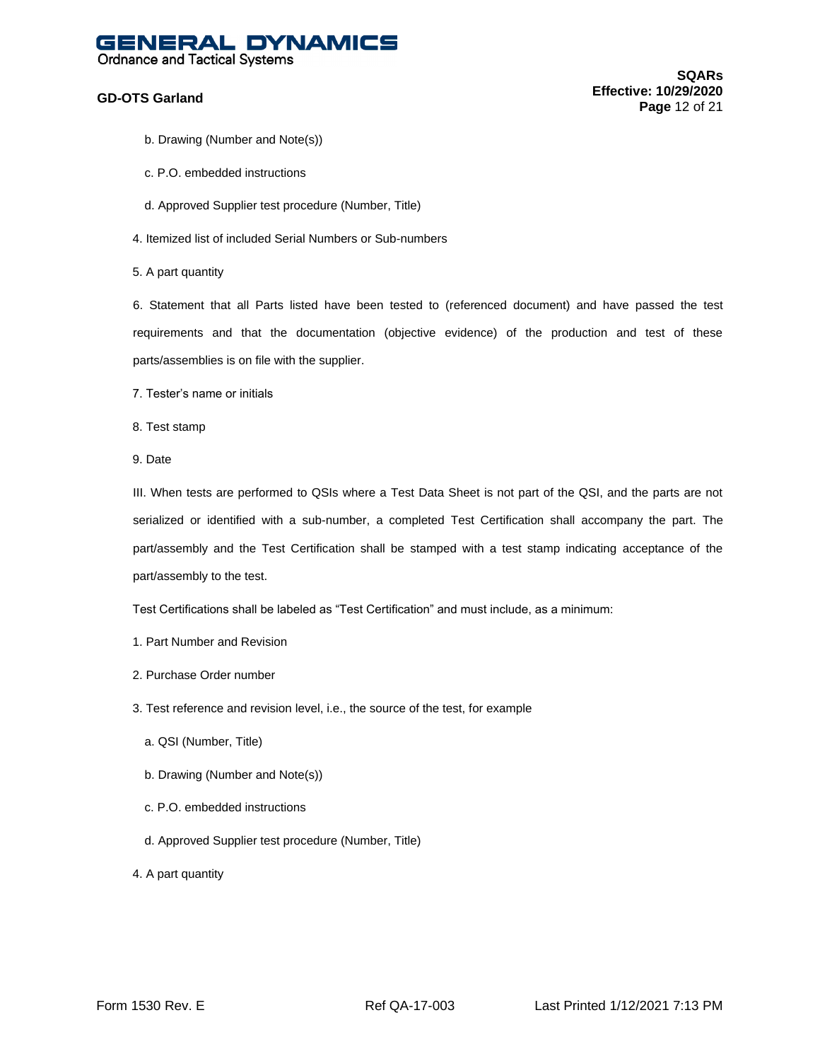b. Drawing (Number and Note(s))

c. P.O. embedded instructions

d. Approved Supplier test procedure (Number, Title)

4. Itemized list of included Serial Numbers or Sub-numbers

5. A part quantity

6. Statement that all Parts listed have been tested to (referenced document) and have passed the test requirements and that the documentation (objective evidence) of the production and test of these parts/assemblies is on file with the supplier.

7. Tester's name or initials

8. Test stamp

9. Date

III. When tests are performed to QSIs where a Test Data Sheet is not part of the QSI, and the parts are not serialized or identified with a sub-number, a completed Test Certification shall accompany the part. The part/assembly and the Test Certification shall be stamped with a test stamp indicating acceptance of the part/assembly to the test.

Test Certifications shall be labeled as "Test Certification" and must include, as a minimum:

1. Part Number and Revision

2. Purchase Order number

3. Test reference and revision level, i.e., the source of the test, for example

a. QSI (Number, Title)

b. Drawing (Number and Note(s))

c. P.O. embedded instructions

d. Approved Supplier test procedure (Number, Title)

4. A part quantity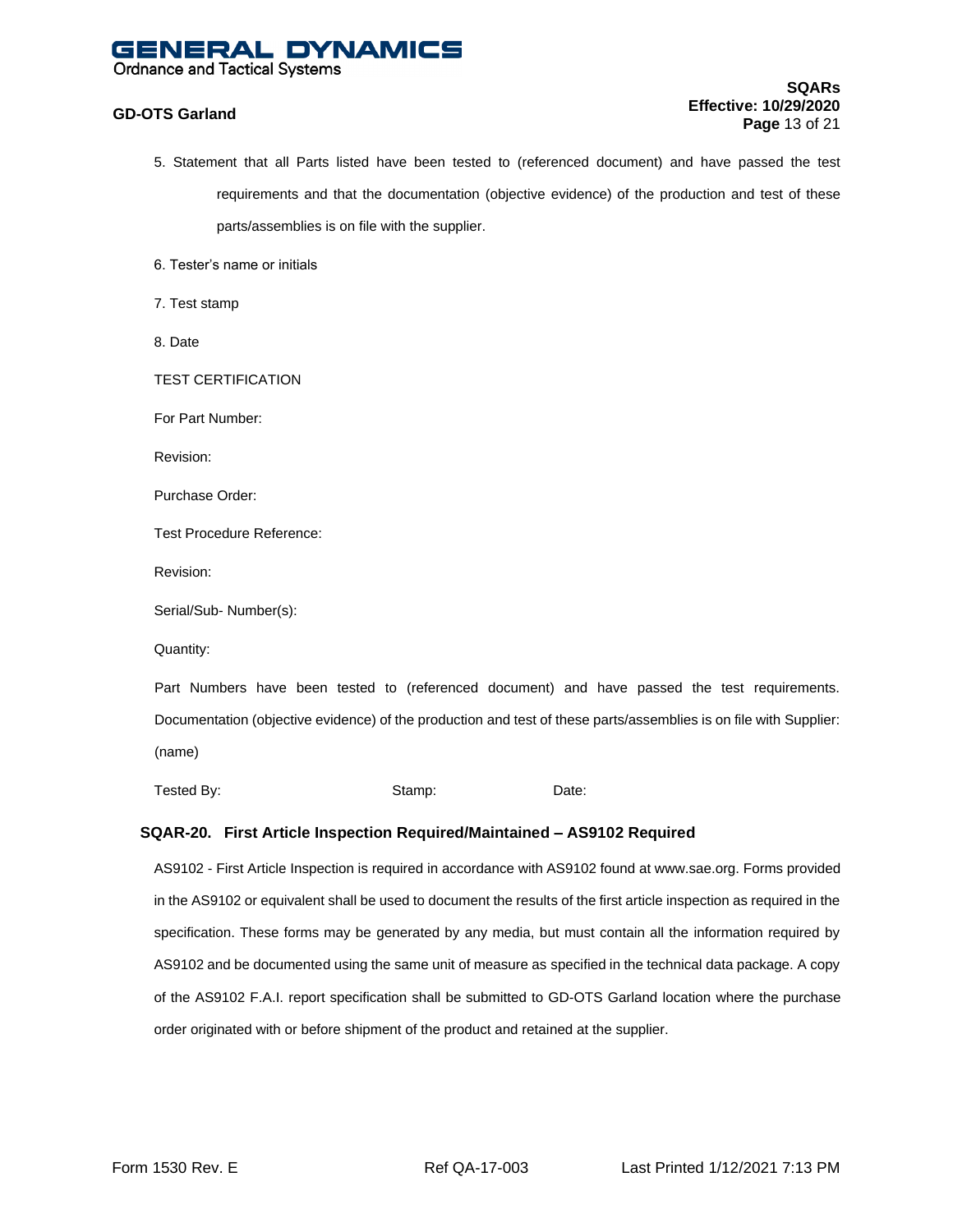5. Statement that all Parts listed have been tested to (referenced document) and have passed the test requirements and that the documentation (objective evidence) of the production and test of these parts/assemblies is on file with the supplier.

6. Tester's name or initials

7. Test stamp

8. Date

TEST CERTIFICATION

For Part Number:

Revision:

Purchase Order:

Test Procedure Reference:

Revision:

Serial/Sub- Number(s):

Quantity:

Part Numbers have been tested to (referenced document) and have passed the test requirements. Documentation (objective evidence) of the production and test of these parts/assemblies is on file with Supplier: (name)

Tested By: Stamp: Date:

### SQAR-20. First Article Inspection Required/Maintained – AS9102 Required

AS9102 - First Article Inspection is required in accordance with AS9102 found at www.sae.org. Forms provided in the AS9102 or equivalent shall be used to document the results of the first article inspection as required in the specification. These forms may be generated by any media, but must contain all the information required by AS9102 and be documented using the same unit of measure as specified in the technical data package. A copy of the AS9102 F.A.I. report specification shall be submitted to GD-OTS Garland location where the purchase order originated with or before shipment of the product and retained at the supplier.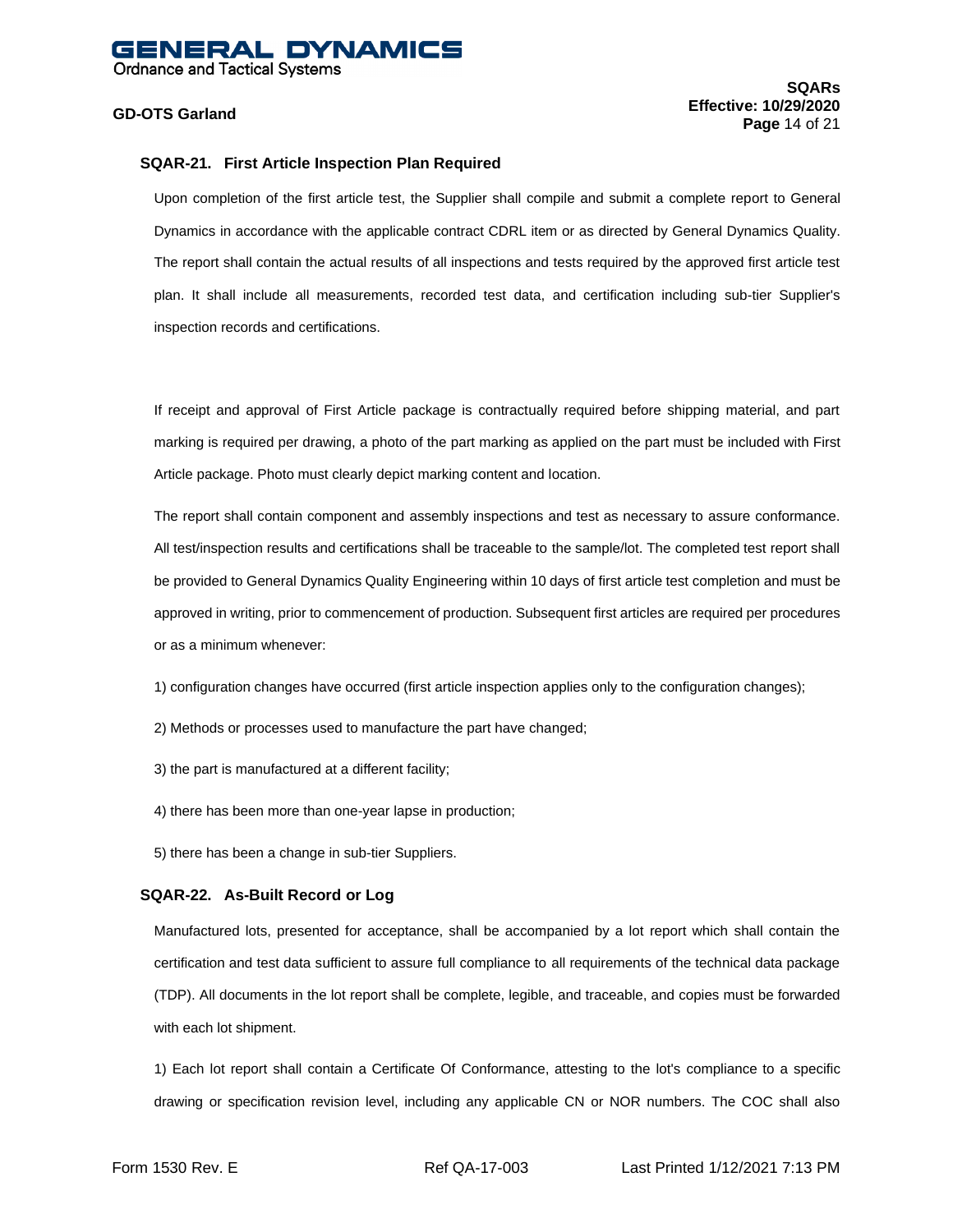### SQAR-21. First Article Inspection Plan Required

Upon completion of the first article test, the Supplier shall compile and submit a complete report to General Dynamics in accordance with the applicable contract CDRL item or as directed by General Dynamics Quality. The report shall contain the actual results of all inspections and tests required by the approved first article test plan. It shall include all measurements, recorded test data, and certification including sub-tier Supplier's inspection records and certifications.

If receipt and approval of First Article package is contractually required before shipping material, and part marking is required per drawing, a photo of the part marking as applied on the part must be included with First Article package. Photo must clearly depict marking content and location.

The report shall contain component and assembly inspections and test as necessary to assure conformance. All test/inspection results and certifications shall be traceable to the sample/lot. The completed test report shall be provided to General Dynamics Quality Engineering within 10 days of first article test completion and must be approved in writing, prior to commencement of production. Subsequent first articles are required per procedures or as a minimum whenever:

1) configuration changes have occurred (first article inspection applies only to the configuration changes);

2) Methods or processes used to manufacture the part have changed;

3) the part is manufactured at a different facility;

4) there has been more than one-year lapse in production;

5) there has been a change in sub-tier Suppliers.

### SQAR-22. As-Built Record or Log

Manufactured lots, presented for acceptance, shall be accompanied by a lot report which shall contain the certification and test data sufficient to assure full compliance to all requirements of the technical data package (TDP). All documents in the lot report shall be complete, legible, and traceable, and copies must be forwarded with each lot shipment.

1) Each lot report shall contain a Certificate Of Conformance, attesting to the lot's compliance to a specific drawing or specification revision level, including any applicable CN or NOR numbers. The COC shall also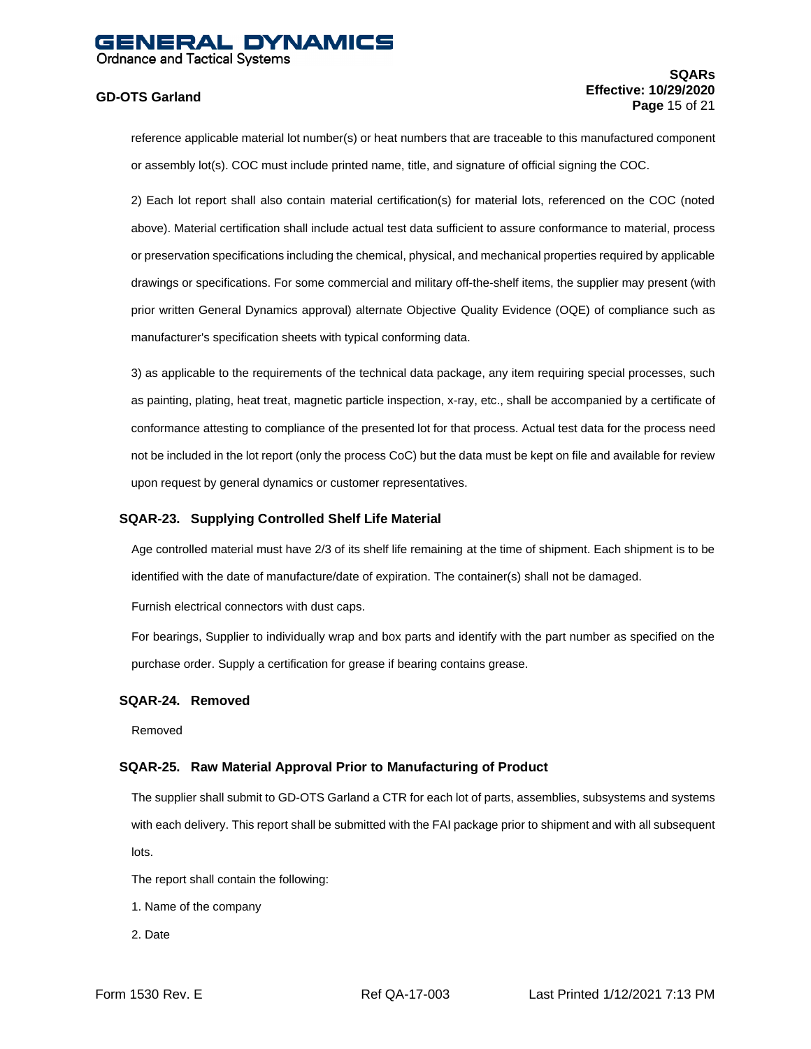reference applicable material lot number(s) or heat numbers that are traceable to this manufactured component or assembly lot(s). COC must include printed name, title, and signature of official signing the COC.

2) Each lot report shall also contain material certification(s) for material lots, referenced on the COC (noted above). Material certification shall include actual test data sufficient to assure conformance to material, process or preservation specifications including the chemical, physical, and mechanical properties required by applicable drawings or specifications. For some commercial and military off-the-shelf items, the supplier may present (with prior written General Dynamics approval) alternate Objective Quality Evidence (OQE) of compliance such as manufacturer's specification sheets with typical conforming data.

3) as applicable to the requirements of the technical data package, any item requiring special processes, such as painting, plating, heat treat, magnetic particle inspection, x-ray, etc., shall be accompanied by a certificate of conformance attesting to compliance of the presented lot for that process. Actual test data for the process need not be included in the lot report (only the process CoC) but the data must be kept on file and available for review upon request by general dynamics or customer representatives.

### SQAR-23. Supplying Controlled Shelf Life Material

Age controlled material must have 2/3 of its shelf life remaining at the time of shipment. Each shipment is to be identified with the date of manufacture/date of expiration. The container(s) shall not be damaged.

Furnish electrical connectors with dust caps.

For bearings, Supplier to individually wrap and box parts and identify with the part number as specified on the purchase order. Supply a certification for grease if bearing contains grease.

### SQAR-24. Removed

Removed

### SQAR-25. Raw Material Approval Prior to Manufacturing of Product

The supplier shall submit to GD-OTS Garland a CTR for each lot of parts, assemblies, subsystems and systems with each delivery. This report shall be submitted with the FAI package prior to shipment and with all subsequent lots.

The report shall contain the following:

1. Name of the company
2. Date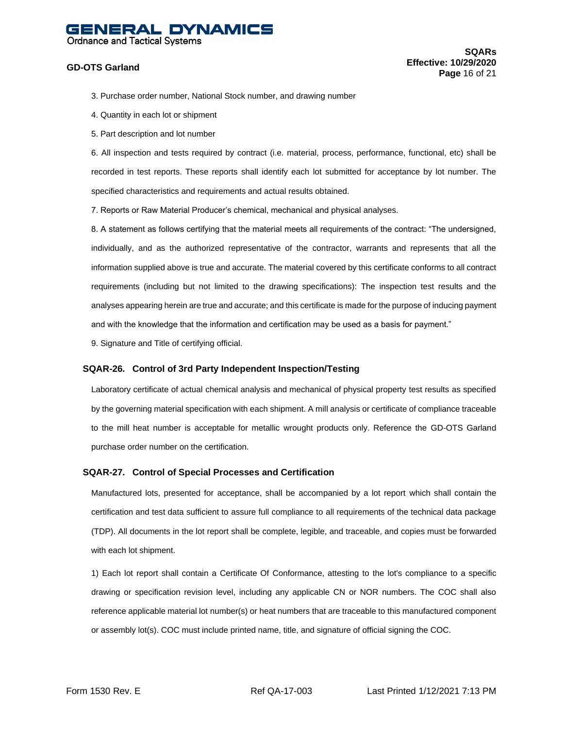3. Purchase order number, National Stock number, and drawing number

4. Quantity in each lot or shipment

5. Part description and lot number

6. All inspection and tests required by contract (i.e. material, process, performance, functional, etc) shall be recorded in test reports. These reports shall identify each lot submitted for acceptance by lot number. The specified characteristics and requirements and actual results obtained.

7. Reports or Raw Material Producer's chemical, mechanical and physical analyses.

8. A statement as follows certifying that the material meets all requirements of the contract: "The undersigned, individually, and as the authorized representative of the contractor, warrants and represents that all the information supplied above is true and accurate. The material covered by this certificate conforms to all contract requirements (including but not limited to the drawing specifications): The inspection test results and the analyses appearing herein are true and accurate; and this certificate is made for the purpose of inducing payment and with the knowledge that the information and certification may be used as a basis for payment."

9. Signature and Title of certifying official.

### SQAR-26. Control of 3rd Party Independent Inspection/Testing

Laboratory certificate of actual chemical analysis and mechanical of physical property test results as specified by the governing material specification with each shipment. A mill analysis or certificate of compliance traceable to the mill heat number is acceptable for metallic wrought products only. Reference the GD-OTS Garland purchase order number on the certification.

### SQAR-27. Control of Special Processes and Certification

Manufactured lots, presented for acceptance, shall be accompanied by a lot report which shall contain the certification and test data sufficient to assure full compliance to all requirements of the technical data package (TDP). All documents in the lot report shall be complete, legible, and traceable, and copies must be forwarded with each lot shipment.

1) Each lot report shall contain a Certificate Of Conformance, attesting to the lot's compliance to a specific drawing or specification revision level, including any applicable CN or NOR numbers. The COC shall also reference applicable material lot number(s) or heat numbers that are traceable to this manufactured component or assembly lot(s). COC must include printed name, title, and signature of official signing the COC.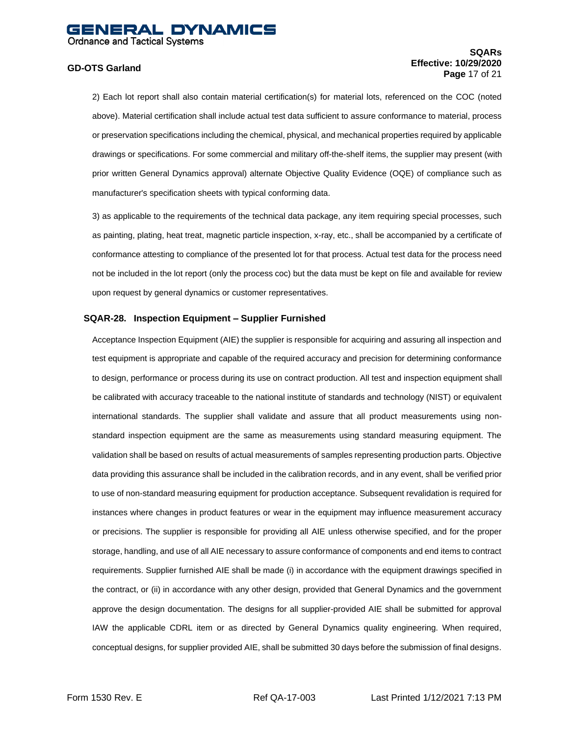2) Each lot report shall also contain material certification(s) for material lots, referenced on the COC (noted above). Material certification shall include actual test data sufficient to assure conformance to material, process or preservation specifications including the chemical, physical, and mechanical properties required by applicable drawings or specifications. For some commercial and military off-the-shelf items, the supplier may present (with prior written General Dynamics approval) alternate Objective Quality Evidence (OQE) of compliance such as manufacturer's specification sheets with typical conforming data.

3) as applicable to the requirements of the technical data package, any item requiring special processes, such as painting, plating, heat treat, magnetic particle inspection, x-ray, etc., shall be accompanied by a certificate of conformance attesting to compliance of the presented lot for that process. Actual test data for the process need not be included in the lot report (only the process coc) but the data must be kept on file and available for review upon request by general dynamics or customer representatives.

## SQAR-28. Inspection Equipment – Supplier Furnished

Acceptance Inspection Equipment (AIE) the supplier is responsible for acquiring and assuring all inspection and test equipment is appropriate and capable of the required accuracy and precision for determining conformance to design, performance or process during its use on contract production. All test and inspection equipment shall be calibrated with accuracy traceable to the national institute of standards and technology (NIST) or equivalent international standards. The supplier shall validate and assure that all product measurements using non-standard inspection equipment are the same as measurements using standard measuring equipment. The validation shall be based on results of actual measurements of samples representing production parts. Objective data providing this assurance shall be included in the calibration records, and in any event, shall be verified prior to use of non-standard measuring equipment for production acceptance. Subsequent revalidation is required for instances where changes in product features or wear in the equipment may influence measurement accuracy or precisions. The supplier is responsible for providing all AIE unless otherwise specified, and for the proper storage, handling, and use of all AIE necessary to assure conformance of components and end items to contract requirements. Supplier furnished AIE shall be made (i) in accordance with the equipment drawings specified in the contract, or (ii) in accordance with any other design, provided that General Dynamics and the government approve the design documentation. The designs for all supplier-provided AIE shall be submitted for approval IAW the applicable CDRL item or as directed by General Dynamics quality engineering. When required, conceptual designs, for supplier provided AIE, shall be submitted 30 days before the submission of final designs.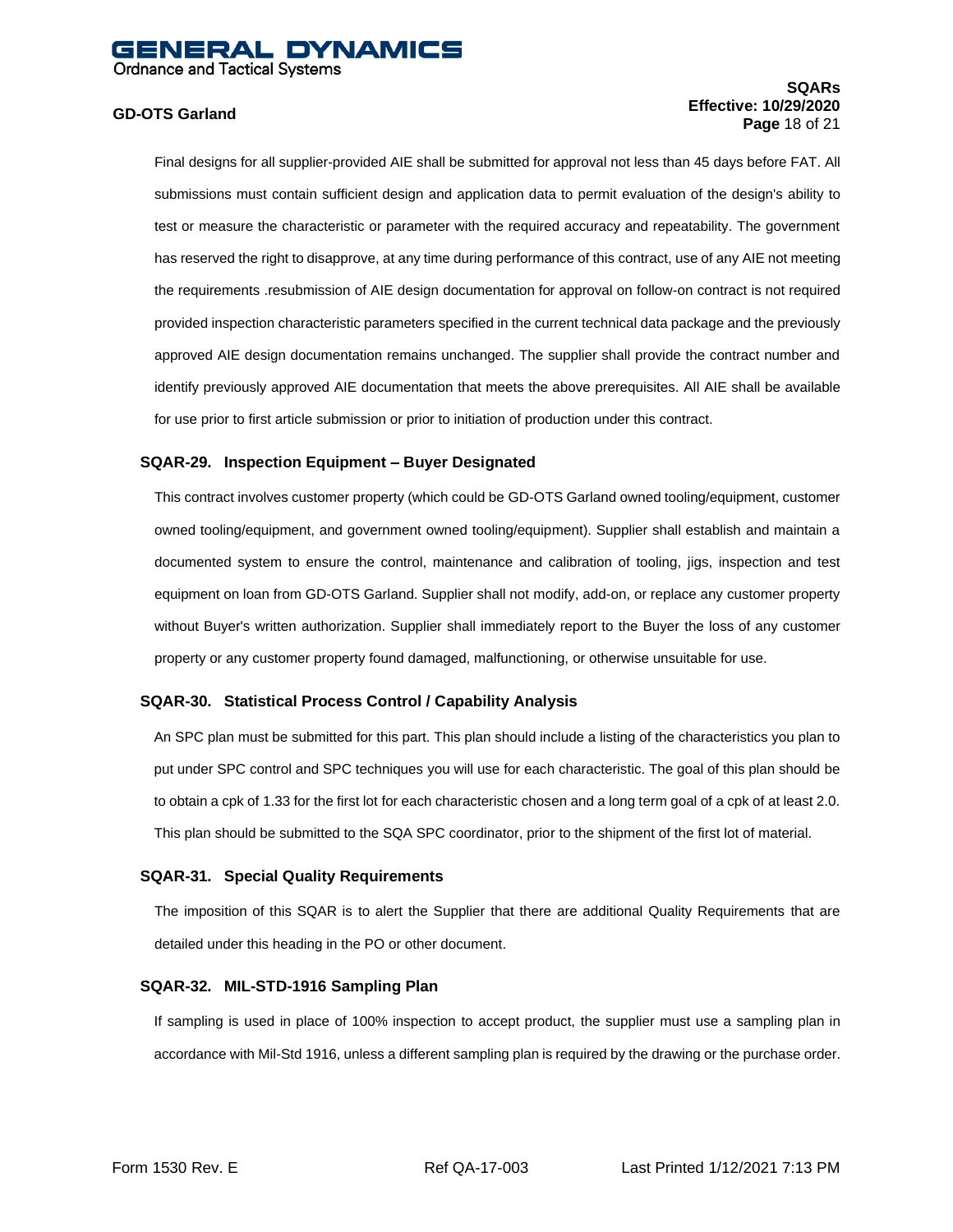Final designs for all supplier-provided AIE shall be submitted for approval not less than 45 days before FAT. All submissions must contain sufficient design and application data to permit evaluation of the design's ability to test or measure the characteristic or parameter with the required accuracy and repeatability. The government has reserved the right to disapprove, at any time during performance of this contract, use of any AIE not meeting the requirements .resubmission of AIE design documentation for approval on follow-on contract is not required provided inspection characteristic parameters specified in the current technical data package and the previously approved AIE design documentation remains unchanged. The supplier shall provide the contract number and identify previously approved AIE documentation that meets the above prerequisites. All AIE shall be available for use prior to first article submission or prior to initiation of production under this contract.

### SQAR-29. Inspection Equipment – Buyer Designated

This contract involves customer property (which could be GD-OTS Garland owned tooling/equipment, customer owned tooling/equipment, and government owned tooling/equipment). Supplier shall establish and maintain a documented system to ensure the control, maintenance and calibration of tooling, jigs, inspection and test equipment on loan from GD-OTS Garland. Supplier shall not modify, add-on, or replace any customer property without Buyer's written authorization. Supplier shall immediately report to the Buyer the loss of any customer property or any customer property found damaged, malfunctioning, or otherwise unsuitable for use.

### SQAR-30. Statistical Process Control / Capability Analysis

An SPC plan must be submitted for this part. This plan should include a listing of the characteristics you plan to put under SPC control and SPC techniques you will use for each characteristic. The goal of this plan should be to obtain a cpk of 1.33 for the first lot for each characteristic chosen and a long term goal of a cpk of at least 2.0. This plan should be submitted to the SQA SPC coordinator, prior to the shipment of the first lot of material.

### SQAR-31. Special Quality Requirements

The imposition of this SQAR is to alert the Supplier that there are additional Quality Requirements that are detailed under this heading in the PO or other document.

### SQAR-32. MIL-STD-1916 Sampling Plan

If sampling is used in place of 100% inspection to accept product, the supplier must use a sampling plan in accordance with Mil-Std 1916, unless a different sampling plan is required by the drawing or the purchase order.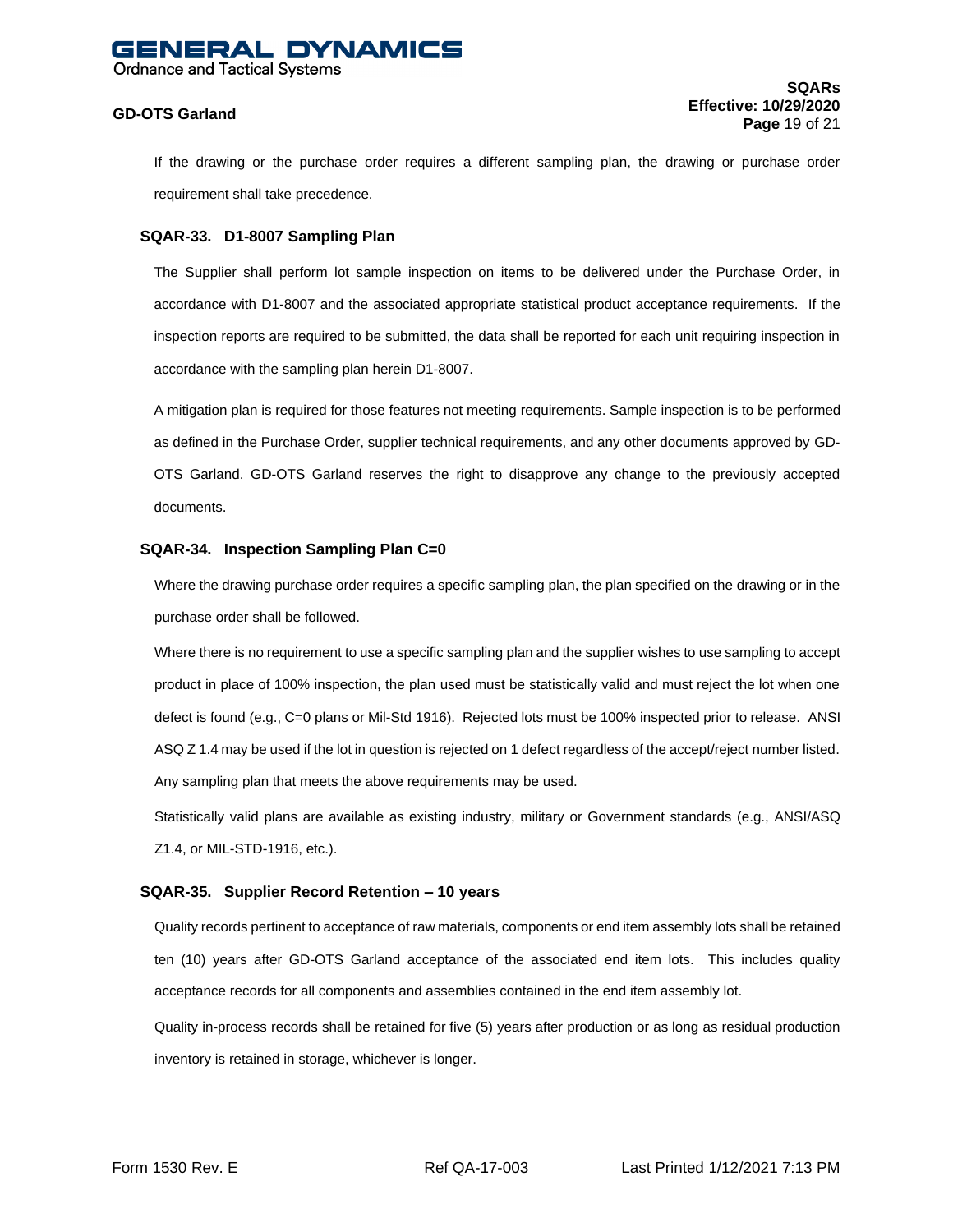If the drawing or the purchase order requires a different sampling plan, the drawing or purchase order requirement shall take precedence.

### SQAR-33. D1-8007 Sampling Plan

The Supplier shall perform lot sample inspection on items to be delivered under the Purchase Order, in accordance with D1-8007 and the associated appropriate statistical product acceptance requirements. If the inspection reports are required to be submitted, the data shall be reported for each unit requiring inspection in accordance with the sampling plan herein D1-8007.

A mitigation plan is required for those features not meeting requirements. Sample inspection is to be performed as defined in the Purchase Order, supplier technical requirements, and any other documents approved by GD-OTS Garland. GD-OTS Garland reserves the right to disapprove any change to the previously accepted documents.

### SQAR-34. Inspection Sampling Plan C=0

Where the drawing purchase order requires a specific sampling plan, the plan specified on the drawing or in the purchase order shall be followed.

Where there is no requirement to use a specific sampling plan and the supplier wishes to use sampling to accept product in place of 100% inspection, the plan used must be statistically valid and must reject the lot when one defect is found (e.g., C=0 plans or Mil-Std 1916). Rejected lots must be 100% inspected prior to release. ANSI ASQ Z 1.4 may be used if the lot in question is rejected on 1 defect regardless of the accept/reject number listed. Any sampling plan that meets the above requirements may be used.

Statistically valid plans are available as existing industry, military or Government standards (e.g., ANSI/ASQ Z1.4, or MIL-STD-1916, etc.).

### SQAR-35. Supplier Record Retention – 10 years

Quality records pertinent to acceptance of raw materials, components or end item assembly lots shall be retained ten (10) years after GD-OTS Garland acceptance of the associated end item lots. This includes quality acceptance records for all components and assemblies contained in the end item assembly lot.

Quality in-process records shall be retained for five (5) years after production or as long as residual production inventory is retained in storage, whichever is longer.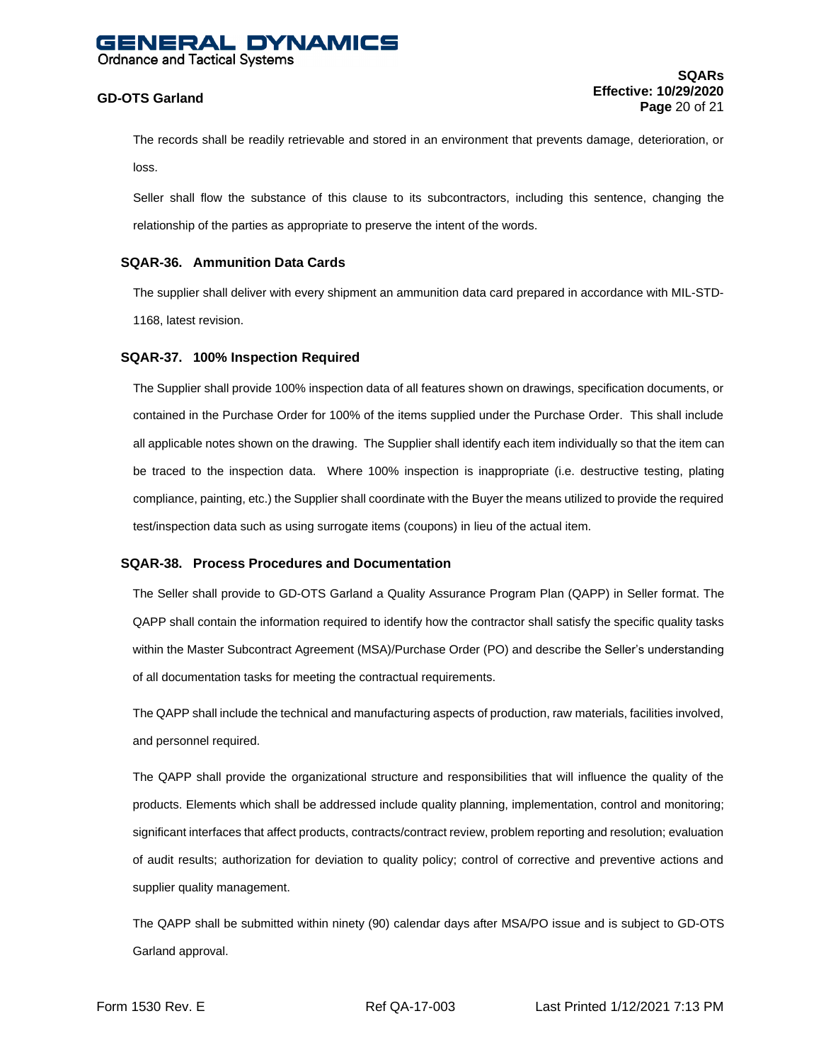The records shall be readily retrievable and stored in an environment that prevents damage, deterioration, or loss.

Seller shall flow the substance of this clause to its subcontractors, including this sentence, changing the relationship of the parties as appropriate to preserve the intent of the words.

### SQAR-36. Ammunition Data Cards

The supplier shall deliver with every shipment an ammunition data card prepared in accordance with MIL-STD-1168, latest revision.

### SQAR-37. 100% Inspection Required

The Supplier shall provide 100% inspection data of all features shown on drawings, specification documents, or contained in the Purchase Order for 100% of the items supplied under the Purchase Order. This shall include all applicable notes shown on the drawing. The Supplier shall identify each item individually so that the item can be traced to the inspection data. Where 100% inspection is inappropriate (i.e. destructive testing, plating compliance, painting, etc.) the Supplier shall coordinate with the Buyer the means utilized to provide the required test/inspection data such as using surrogate items (coupons) in lieu of the actual item.

### SQAR-38. Process Procedures and Documentation

The Seller shall provide to GD-OTS Garland a Quality Assurance Program Plan (QAPP) in Seller format. The QAPP shall contain the information required to identify how the contractor shall satisfy the specific quality tasks within the Master Subcontract Agreement (MSA)/Purchase Order (PO) and describe the Seller's understanding of all documentation tasks for meeting the contractual requirements.

The QAPP shall include the technical and manufacturing aspects of production, raw materials, facilities involved, and personnel required.

The QAPP shall provide the organizational structure and responsibilities that will influence the quality of the products. Elements which shall be addressed include quality planning, implementation, control and monitoring; significant interfaces that affect products, contracts/contract review, problem reporting and resolution; evaluation of audit results; authorization for deviation to quality policy; control of corrective and preventive actions and supplier quality management.

The QAPP shall be submitted within ninety (90) calendar days after MSA/PO issue and is subject to GD-OTS Garland approval.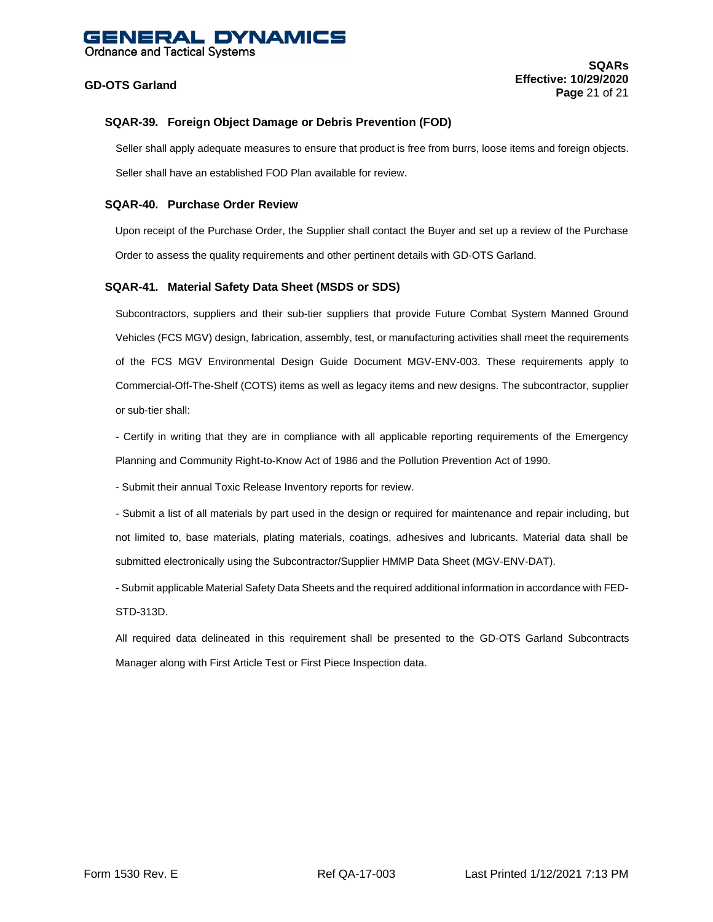### SQAR-39. Foreign Object Damage or Debris Prevention (FOD)

Seller shall apply adequate measures to ensure that product is free from burrs, loose items and foreign objects. Seller shall have an established FOD Plan available for review.

### SQAR-40. Purchase Order Review

Upon receipt of the Purchase Order, the Supplier shall contact the Buyer and set up a review of the Purchase Order to assess the quality requirements and other pertinent details with GD-OTS Garland.

### SQAR-41. Material Safety Data Sheet (MSDS or SDS)

Subcontractors, suppliers and their sub-tier suppliers that provide Future Combat System Manned Ground Vehicles (FCS MGV) design, fabrication, assembly, test, or manufacturing activities shall meet the requirements of the FCS MGV Environmental Design Guide Document MGV-ENV-003. These requirements apply to Commercial-Off-The-Shelf (COTS) items as well as legacy items and new designs. The subcontractor, supplier or sub-tier shall:

- Certify in writing that they are in compliance with all applicable reporting requirements of the Emergency Planning and Community Right-to-Know Act of 1986 and the Pollution Prevention Act of 1990.
- Submit their annual Toxic Release Inventory reports for review.
- Submit a list of all materials by part used in the design or required for maintenance and repair including, but not limited to, base materials, plating materials, coatings, adhesives and lubricants. Material data shall be submitted electronically using the Subcontractor/Supplier HMMP Data Sheet (MGV-ENV-DAT).
- Submit applicable Material Safety Data Sheets and the required additional information in accordance with FED-STD-313D.

All required data delineated in this requirement shall be presented to the GD-OTS Garland Subcontracts Manager along with First Article Test or First Piece Inspection data.